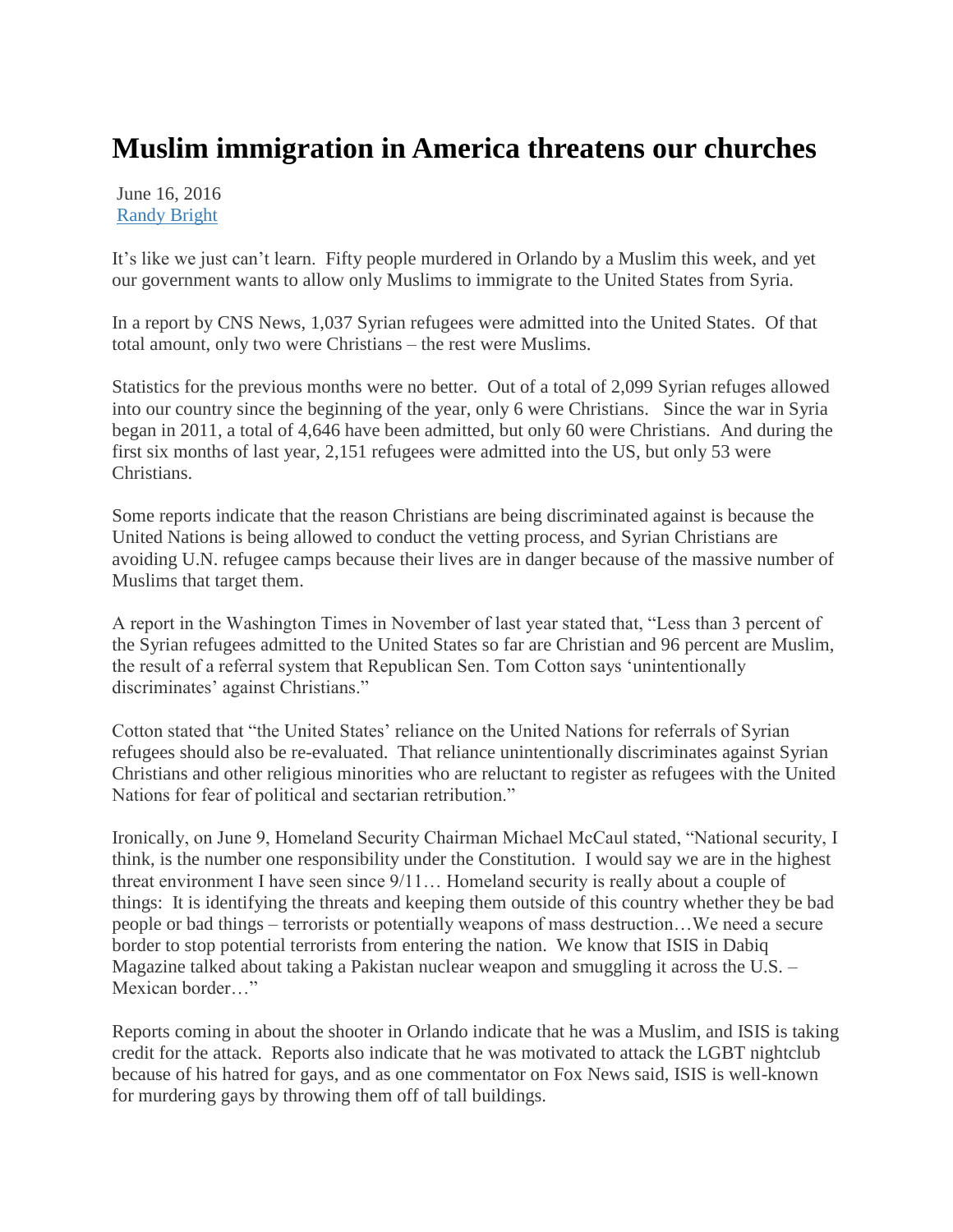# Muslim immigration in America threatens our churches

June 16, 2016
[Randy Bright]

It's like we just can't learn. Fifty people murdered in Orlando by a Muslim this week, and yet our government wants to allow only Muslims to immigrate to the United States from Syria.

In a report by CNS News, 1,037 Syrian refugees were admitted into the United States. Of that total amount, only two were Christians – the rest were Muslims.

Statistics for the previous months were no better. Out of a total of 2,099 Syrian refuges allowed into our country since the beginning of the year, only 6 were Christians. Since the war in Syria began in 2011, a total of 4,646 have been admitted, but only 60 were Christians. And during the first six months of last year, 2,151 refugees were admitted into the US, but only 53 were Christians.

Some reports indicate that the reason Christians are being discriminated against is because the United Nations is being allowed to conduct the vetting process, and Syrian Christians are avoiding U.N. refugee camps because their lives are in danger because of the massive number of Muslims that target them.

A report in the Washington Times in November of last year stated that, "Less than 3 percent of the Syrian refugees admitted to the United States so far are Christian and 96 percent are Muslim, the result of a referral system that Republican Sen. Tom Cotton says 'unintentionally discriminates' against Christians."

Cotton stated that "the United States' reliance on the United Nations for referrals of Syrian refugees should also be re-evaluated. That reliance unintentionally discriminates against Syrian Christians and other religious minorities who are reluctant to register as refugees with the United Nations for fear of political and sectarian retribution."

Ironically, on June 9, Homeland Security Chairman Michael McCaul stated, "National security, I think, is the number one responsibility under the Constitution. I would say we are in the highest threat environment I have seen since 9/11… Homeland security is really about a couple of things: It is identifying the threats and keeping them outside of this country whether they be bad people or bad things – terrorists or potentially weapons of mass destruction…We need a secure border to stop potential terrorists from entering the nation. We know that ISIS in Dabiq Magazine talked about taking a Pakistan nuclear weapon and smuggling it across the U.S. – Mexican border…"

Reports coming in about the shooter in Orlando indicate that he was a Muslim, and ISIS is taking credit for the attack. Reports also indicate that he was motivated to attack the LGBT nightclub because of his hatred for gays, and as one commentator on Fox News said, ISIS is well-known for murdering gays by throwing them off of tall buildings.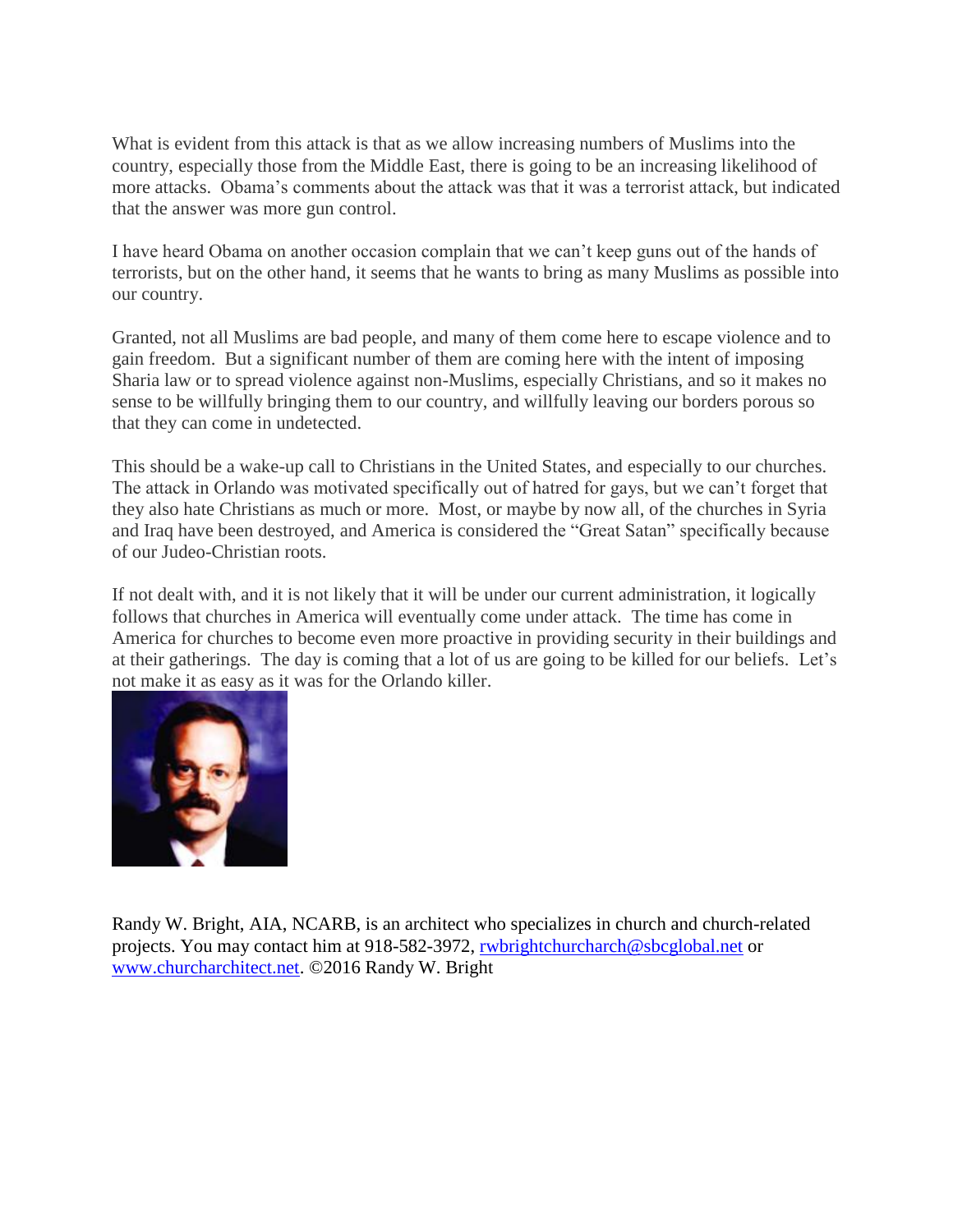What is evident from this attack is that as we allow increasing numbers of Muslims into the country, especially those from the Middle East, there is going to be an increasing likelihood of more attacks. Obama's comments about the attack was that it was a terrorist attack, but indicated that the answer was more gun control.

I have heard Obama on another occasion complain that we can't keep guns out of the hands of terrorists, but on the other hand, it seems that he wants to bring as many Muslims as possible into our country.

Granted, not all Muslims are bad people, and many of them come here to escape violence and to gain freedom. But a significant number of them are coming here with the intent of imposing Sharia law or to spread violence against non-Muslims, especially Christians, and so it makes no sense to be willfully bringing them to our country, and willfully leaving our borders porous so that they can come in undetected.

This should be a wake-up call to Christians in the United States, and especially to our churches. The attack in Orlando was motivated specifically out of hatred for gays, but we can't forget that they also hate Christians as much or more. Most, or maybe by now all, of the churches in Syria and Iraq have been destroyed, and America is considered the "Great Satan" specifically because of our Judeo-Christian roots.

If not dealt with, and it is not likely that it will be under our current administration, it logically follows that churches in America will eventually come under attack. The time has come in America for churches to become even more proactive in providing security in their buildings and at their gatherings. The day is coming that a lot of us are going to be killed for our beliefs. Let's not make it as easy as it was for the Orlando killer.

Randy W. Bright, AIA, NCARB, is an architect who specializes in church and church-related projects. You may contact him at 918-582-3972, rwbrightchurcharch@sbcglobal.net or www.churcharchitect.net. ©2016 Randy W. Bright